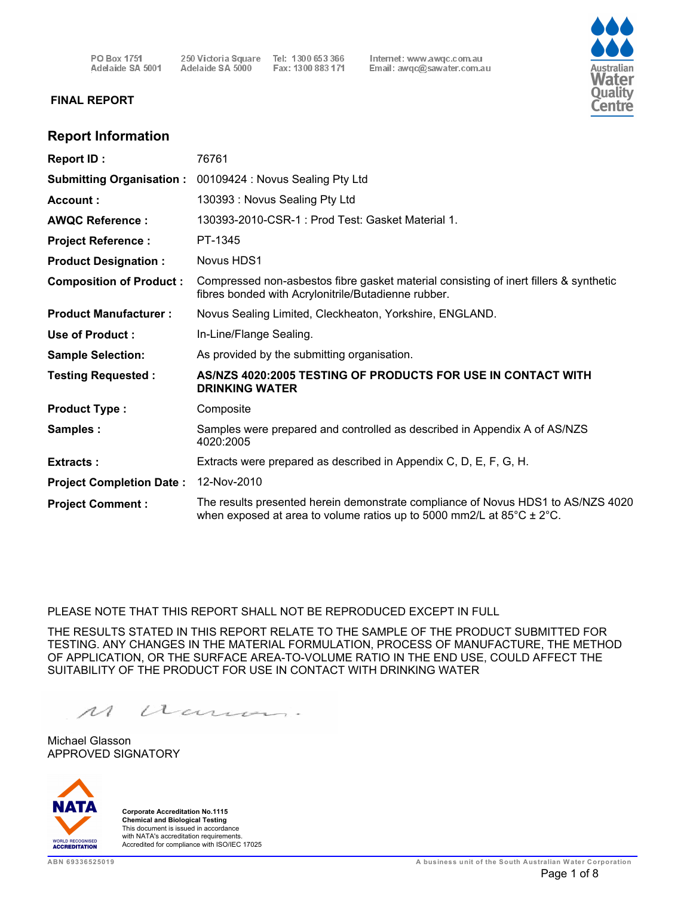PO Box 1751
Adelaide SA 5001

250 Victoria Square
Adelaide SA 5000

Tel: 1300 653 366
Fax: 1300 883 171

Internet: www.awqc.com.au
Email: awqc@sawater.com.au

Australian Water Quality Centre

**FINAL REPORT**

## Report Information

| | |
|---|---|
| **Report ID :** | 76761 |
| **Submitting Organisation :** | 00109424 : Novus Sealing Pty Ltd |
| **Account :** | 130393 : Novus Sealing Pty Ltd |
| **AWQC Reference :** | 130393-2010-CSR-1 : Prod Test: Gasket Material 1. |
| **Project Reference :** | PT-1345 |
| **Product Designation :** | Novus HDS1 |
| **Composition of Product :** | Compressed non-asbestos fibre gasket material consisting of inert fillers & synthetic fibres bonded with Acrylonitrile/Butadienne rubber. |
| **Product Manufacturer :** | Novus Sealing Limited, Cleckheaton, Yorkshire, ENGLAND. |
| **Use of Product :** | In-Line/Flange Sealing. |
| **Sample Selection:** | As provided by the submitting organisation. |
| **Testing Requested :** | **AS/NZS 4020:2005 TESTING OF PRODUCTS FOR USE IN CONTACT WITH DRINKING WATER** |
| **Product Type :** | Composite |
| **Samples :** | Samples were prepared and controlled as described in Appendix A of AS/NZS 4020:2005 |
| **Extracts :** | Extracts were prepared as described in Appendix C, D, E, F, G, H. |
| **Project Completion Date :** | 12-Nov-2010 |
| **Project Comment :** | The results presented herein demonstrate compliance of Novus HDS1 to AS/NZS 4020 when exposed at area to volume ratios up to 5000 mm2/L at 85°C ± 2°C. |

PLEASE NOTE THAT THIS REPORT SHALL NOT BE REPRODUCED EXCEPT IN FULL

THE RESULTS STATED IN THIS REPORT RELATE TO THE SAMPLE OF THE PRODUCT SUBMITTED FOR TESTING. ANY CHANGES IN THE MATERIAL FORMULATION, PROCESS OF MANUFACTURE, THE METHOD OF APPLICATION, OR THE SURFACE AREA-TO-VOLUME RATIO IN THE END USE, COULD AFFECT THE SUITABILITY OF THE PRODUCT FOR USE IN CONTACT WITH DRINKING WATER

Michael Glasson
APPROVED SIGNATORY

NATA WORLD RECOGNISED ACCREDITATION

**Corporate Accreditation No.1115**
**Chemical and Biological Testing**
This document is issued in accordance with NATA's accreditation requirements.
Accredited for compliance with ISO/IEC 17025

ABN 69336525019

A business unit of the South Australian Water Corporation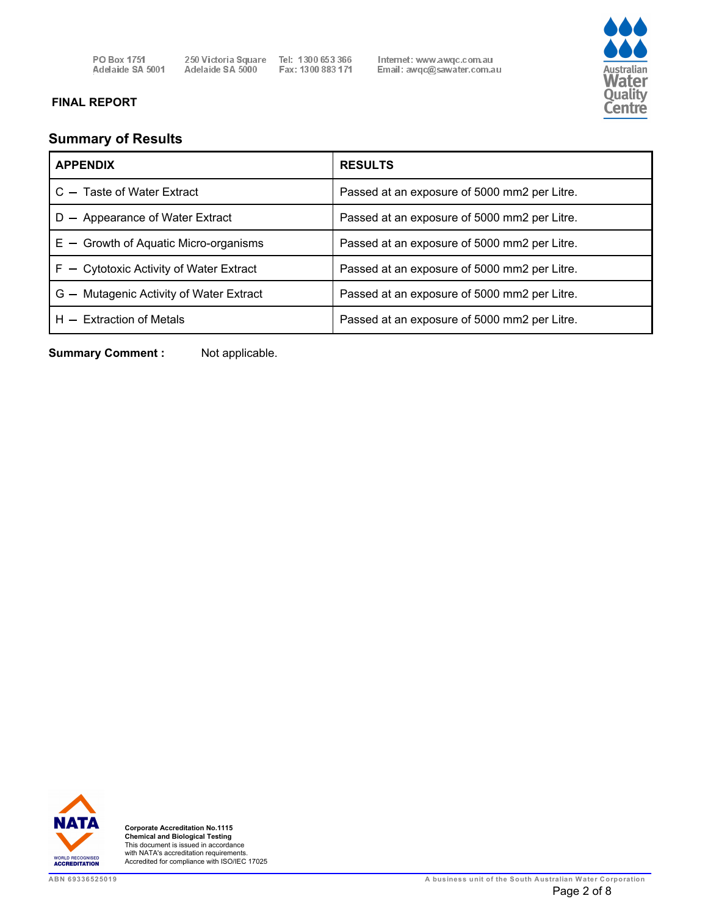PO Box 1751
Adelaide SA 5001

250 Victoria Square
Adelaide SA 5000

Tel: 1300 653 366
Fax: 1300 883 171

Internet: www.awqc.com.au
Email: awqc@sawater.com.au

**FINAL REPORT**

## Summary of Results

| APPENDIX | RESULTS |
|---|---|
| C – Taste of Water Extract | Passed at an exposure of 5000 mm2 per Litre. |
| D – Appearance of Water Extract | Passed at an exposure of 5000 mm2 per Litre. |
| E – Growth of Aquatic Micro-organisms | Passed at an exposure of 5000 mm2 per Litre. |
| F – Cytotoxic Activity of Water Extract | Passed at an exposure of 5000 mm2 per Litre. |
| G – Mutagenic Activity of Water Extract | Passed at an exposure of 5000 mm2 per Litre. |
| H – Extraction of Metals | Passed at an exposure of 5000 mm2 per Litre. |

**Summary Comment :** Not applicable.

**Corporate Accreditation No.1115**
**Chemical and Biological Testing**
This document is issued in accordance with NATA's accreditation requirements.
Accredited for compliance with ISO/IEC 17025

ABN 69336525019

A business unit of the South Australian Water Corporation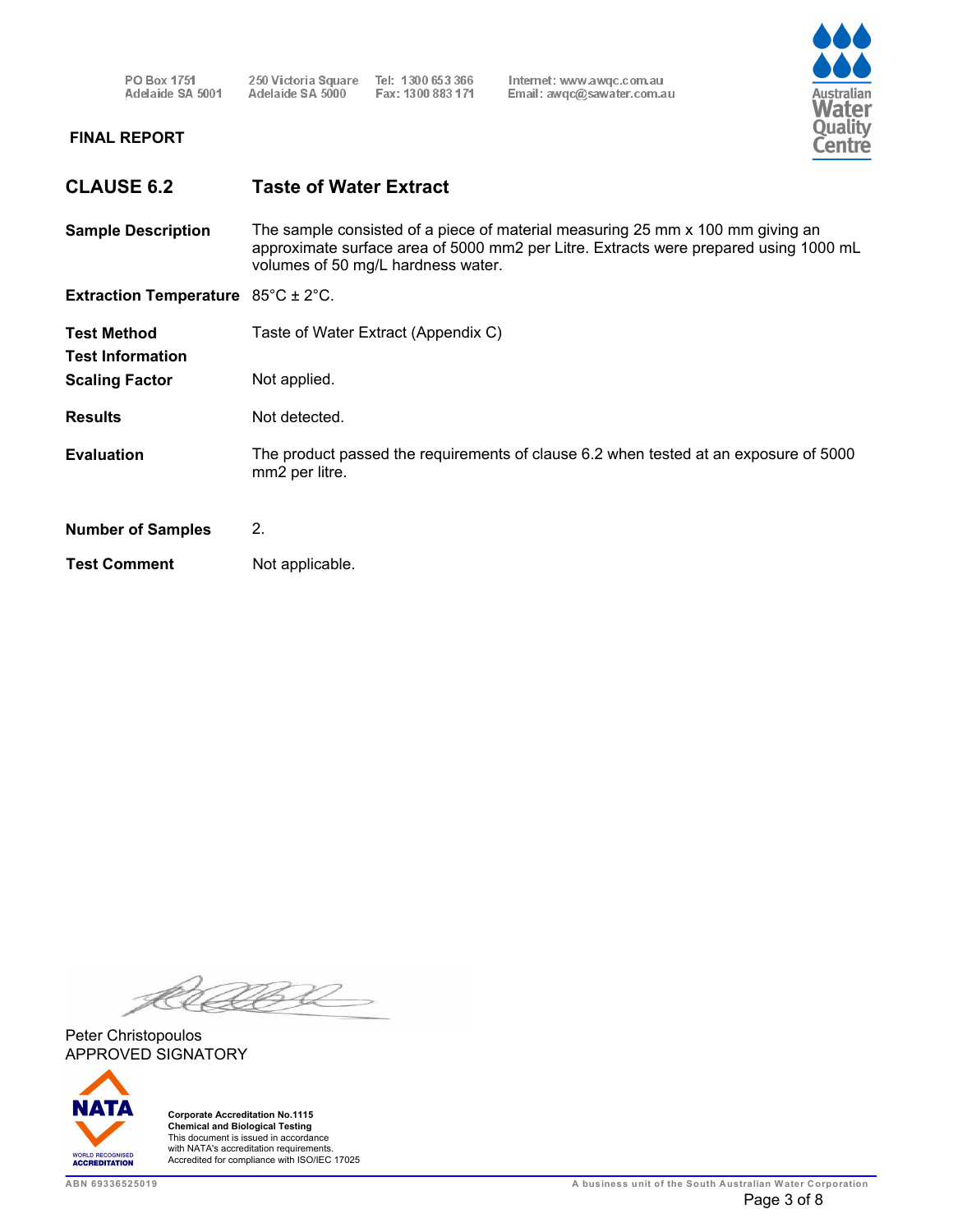PO Box 1751
Adelaide SA 5001

250 Victoria Square
Adelaide SA 5000

Tel: 1300 653 366
Fax: 1300 883 171

Internet: www.awqc.com.au
Email: awqc@sawater.com.au

Australian Water Quality Centre

**FINAL REPORT**

## CLAUSE 6.2 — Taste of Water Extract

**Sample Description**
The sample consisted of a piece of material measuring 25 mm x 100 mm giving an approximate surface area of 5000 mm2 per Litre. Extracts were prepared using 1000 mL volumes of 50 mg/L hardness water.

**Extraction Temperature**
85°C ± 2°C.

**Test Method**
Taste of Water Extract (Appendix C)

**Test Information**

**Scaling Factor**
Not applied.

**Results**
Not detected.

**Evaluation**
The product passed the requirements of clause 6.2 when tested at an exposure of 5000 mm2 per litre.

**Number of Samples**
2.

**Test Comment**
Not applicable.

Peter Christopoulos
APPROVED SIGNATORY

NATA
WORLD RECOGNISED ACCREDITATION

**Corporate Accreditation No.1115**
**Chemical and Biological Testing**
This document is issued in accordance with NATA's accreditation requirements.
Accredited for compliance with ISO/IEC 17025

ABN 69336525019

A business unit of the South Australian Water Corporation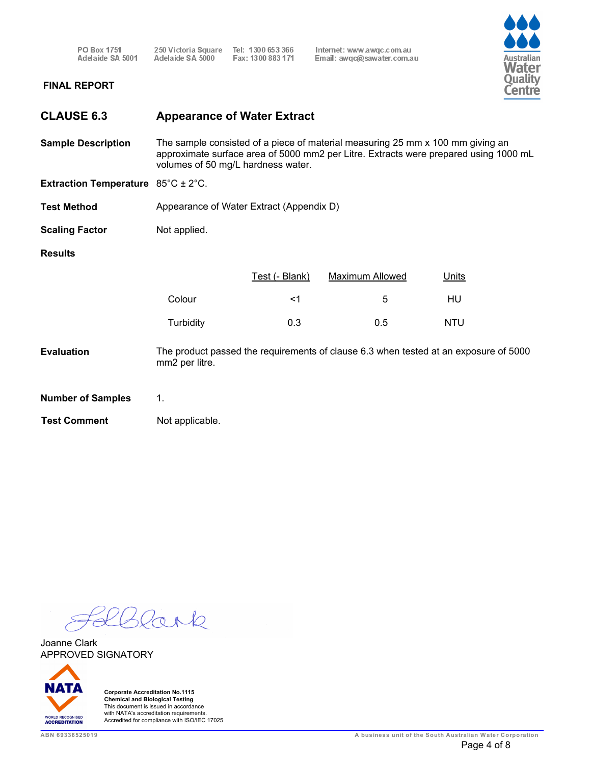PO Box 1751
Adelaide SA 5001

250 Victoria Square
Adelaide SA 5000

Tel: 1300 653 366
Fax: 1300 883 171

Internet: www.awqc.com.au
Email: awqc@sawater.com.au

Australian Water Quality Centre

**FINAL REPORT**

## CLAUSE 6.3 — Appearance of Water Extract

**Sample Description** The sample consisted of a piece of material measuring 25 mm x 100 mm giving an approximate surface area of 5000 mm2 per Litre. Extracts were prepared using 1000 mL volumes of 50 mg/L hardness water.

**Extraction Temperature** 85°C ± 2°C.

**Test Method** Appearance of Water Extract (Appendix D)

**Scaling Factor** Not applied.

**Results**

| | Test (- Blank) | Maximum Allowed | Units |
|---|---|---|---|
| Colour | <1 | 5 | HU |
| Turbidity | 0.3 | 0.5 | NTU |

**Evaluation** The product passed the requirements of clause 6.3 when tested at an exposure of 5000 mm2 per litre.

**Number of Samples** 1.

**Test Comment** Not applicable.

Joanne Clark
APPROVED SIGNATORY

NATA
WORLD RECOGNISED ACCREDITATION

**Corporate Accreditation No.1115**
**Chemical and Biological Testing**
This document is issued in accordance with NATA's accreditation requirements.
Accredited for compliance with ISO/IEC 17025

ABN 69336525019

A business unit of the South Australian Water Corporation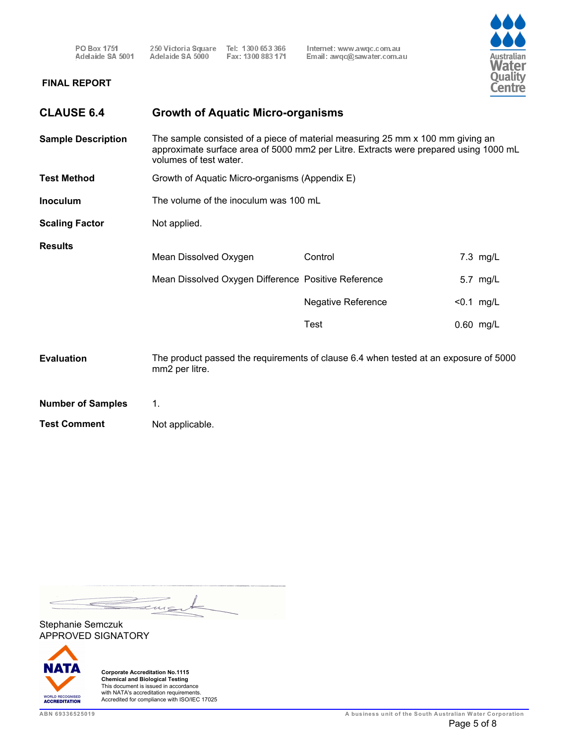PO Box 1751
Adelaide SA 5001

250 Victoria Square
Adelaide SA 5000

Tel: 1300 653 366
Fax: 1300 883 171

Internet: www.awqc.com.au
Email: awqc@sawater.com.au

**FINAL REPORT**

## CLAUSE 6.4 — Growth of Aquatic Micro-organisms

**Sample Description**
The sample consisted of a piece of material measuring 25 mm x 100 mm giving an approximate surface area of 5000 mm2 per Litre. Extracts were prepared using 1000 mL volumes of test water.

**Test Method**
Growth of Aquatic Micro-organisms (Appendix E)

**Inoculum**
The volume of the inoculum was 100 mL

**Scaling Factor**
Not applied.

**Results**

| | | |
|---|---|---|
| Mean Dissolved Oxygen | Control | 7.3 mg/L |
| Mean Dissolved Oxygen Difference | Positive Reference | 5.7 mg/L |
| | Negative Reference | <0.1 mg/L |
| | Test | 0.60 mg/L |

**Evaluation**
The product passed the requirements of clause 6.4 when tested at an exposure of 5000 mm2 per litre.

**Number of Samples**
1.

**Test Comment**
Not applicable.

Stephanie Semczuk
APPROVED SIGNATORY

**Corporate Accreditation No.1115**
**Chemical and Biological Testing**
This document is issued in accordance with NATA's accreditation requirements.
Accredited for compliance with ISO/IEC 17025

ABN 69336525019

A business unit of the South Australian Water Corporation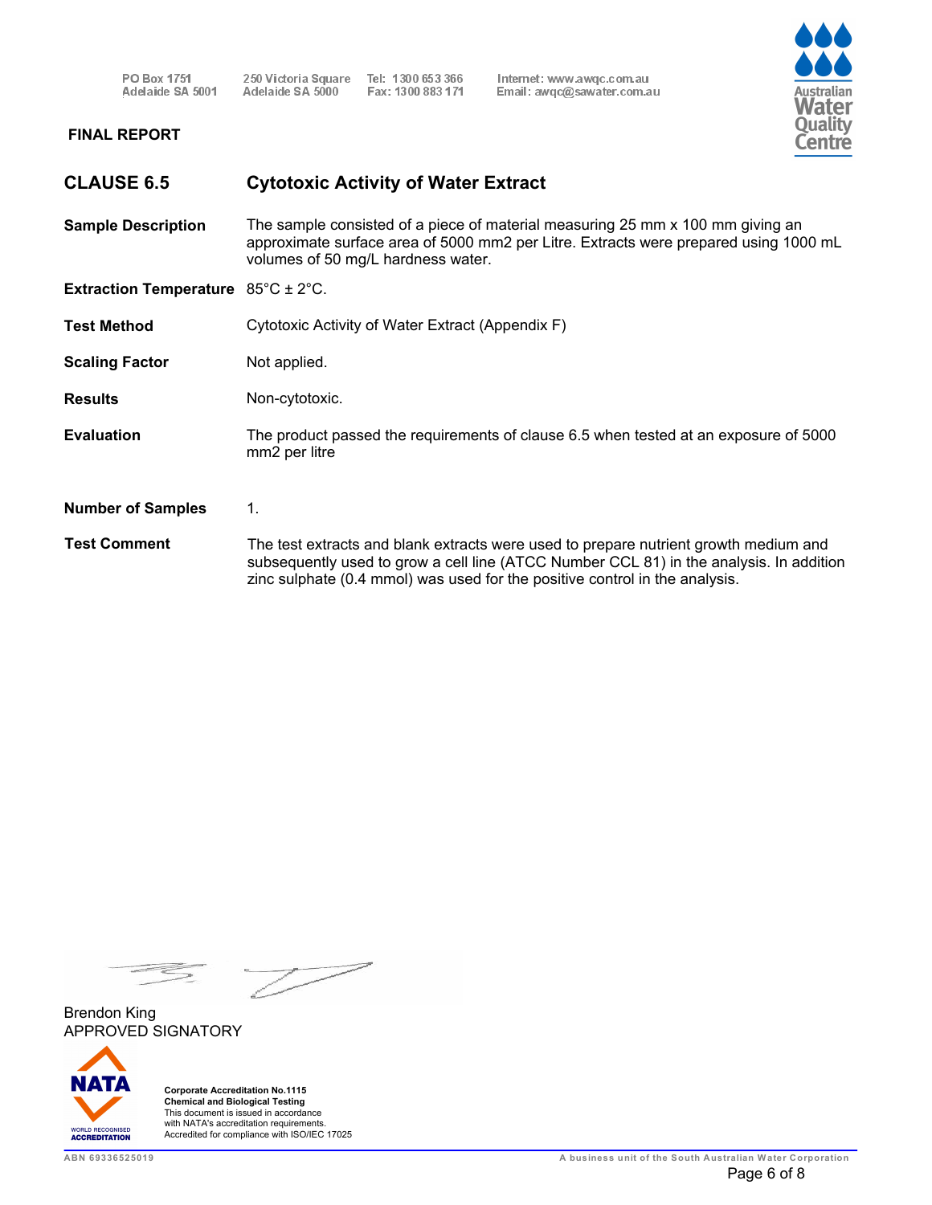PO Box 1751
Adelaide SA 5001

250 Victoria Square
Adelaide SA 5000

Tel: 1300 653 366
Fax: 1300 883 171

Internet: www.awqc.com.au
Email: awqc@sawater.com.au

Australian Water Quality Centre

**FINAL REPORT**

## CLAUSE 6.5 Cytotoxic Activity of Water Extract

**Sample Description** The sample consisted of a piece of material measuring 25 mm x 100 mm giving an approximate surface area of 5000 mm2 per Litre. Extracts were prepared using 1000 mL volumes of 50 mg/L hardness water.

**Extraction Temperature** 85°C ± 2°C.

**Test Method** Cytotoxic Activity of Water Extract (Appendix F)

**Scaling Factor** Not applied.

**Results** Non-cytotoxic.

**Evaluation** The product passed the requirements of clause 6.5 when tested at an exposure of 5000 mm2 per litre

**Number of Samples** 1.

**Test Comment** The test extracts and blank extracts were used to prepare nutrient growth medium and subsequently used to grow a cell line (ATCC Number CCL 81) in the analysis. In addition zinc sulphate (0.4 mmol) was used for the positive control in the analysis.

Brendon King
APPROVED SIGNATORY

NATA WORLD RECOGNISED ACCREDITATION

**Corporate Accreditation No.1115**
**Chemical and Biological Testing**
This document is issued in accordance with NATA's accreditation requirements.
Accredited for compliance with ISO/IEC 17025

ABN 69336525019

A business unit of the South Australian Water Corporation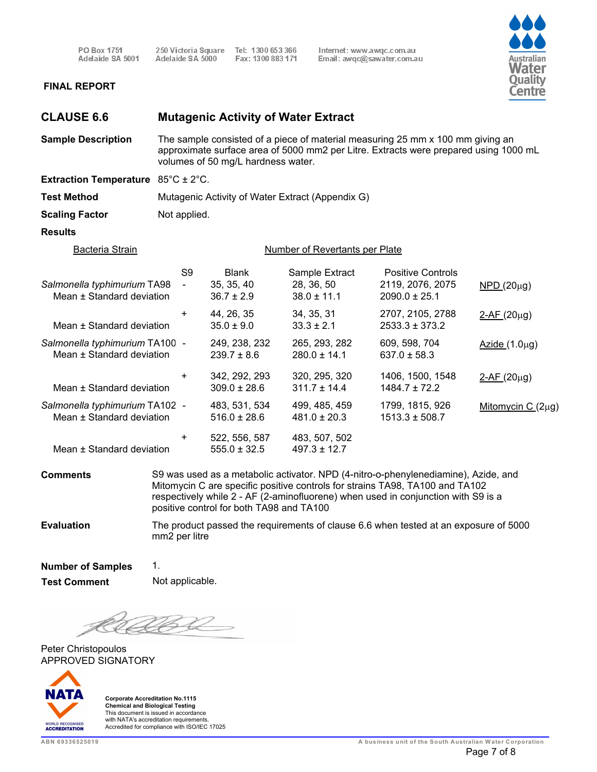PO Box 1751
Adelaide SA 5001

250 Victoria Square
Adelaide SA 5000

Tel: 1300 653 366
Fax: 1300 883 171

Internet: www.awqc.com.au
Email: awqc@sawater.com.au

**FINAL REPORT**

## CLAUSE 6.6 Mutagenic Activity of Water Extract

**Sample Description** The sample consisted of a piece of material measuring 25 mm x 100 mm giving an approximate surface area of 5000 mm2 per Litre. Extracts were prepared using 1000 mL volumes of 50 mg/L hardness water.

**Extraction Temperature** 85°C ± 2°C.

**Test Method** Mutagenic Activity of Water Extract (Appendix G)

**Scaling Factor** Not applied.

**Results**

| Bacteria Strain | S9 | Blank | Sample Extract | Positive Controls | |
|---|---|---|---|---|---|
| | | | Number of Revertants per Plate | | |
| *Salmonella typhimurium* TA98 | - | 35, 35, 40 | 28, 36, 50 | 2119, 2076, 2075 | NPD (20µg) |
| Mean ± Standard deviation | | 36.7 ± 2.9 | 38.0 ± 11.1 | 2090.0 ± 25.1 | |
| | + | 44, 26, 35 | 34, 35, 31 | 2707, 2105, 2788 | 2-AF (20µg) |
| Mean ± Standard deviation | | 35.0 ± 9.0 | 33.3 ± 2.1 | 2533.3 ± 373.2 | |
| *Salmonella typhimurium* TA100 | - | 249, 238, 232 | 265, 293, 282 | 609, 598, 704 | Azide (1.0µg) |
| Mean ± Standard deviation | | 239.7 ± 8.6 | 280.0 ± 14.1 | 637.0 ± 58.3 | |
| | + | 342, 292, 293 | 320, 295, 320 | 1406, 1500, 1548 | 2-AF (20µg) |
| Mean ± Standard deviation | | 309.0 ± 28.6 | 311.7 ± 14.4 | 1484.7 ± 72.2 | |
| *Salmonella typhimurium* TA102 | - | 483, 531, 534 | 499, 485, 459 | 1799, 1815, 926 | Mitomycin C (2µg) |
| Mean ± Standard deviation | | 516.0 ± 28.6 | 481.0 ± 20.3 | 1513.3 ± 508.7 | |
| | + | 522, 556, 587 | 483, 507, 502 | | |
| Mean ± Standard deviation | | 555.0 ± 32.5 | 497.3 ± 12.7 | | |

**Comments** S9 was used as a metabolic activator. NPD (4-nitro-o-phenylenediamine), Azide, and Mitomycin C are specific positive controls for strains TA98, TA100 and TA102 respectively while 2 - AF (2-aminofluorene) when used in conjunction with S9 is a positive control for both TA98 and TA100

**Evaluation** The product passed the requirements of clause 6.6 when tested at an exposure of 5000 mm2 per litre

**Number of Samples** 1.

**Test Comment** Not applicable.

Peter Christopoulos
APPROVED SIGNATORY

**Corporate Accreditation No.1115**
**Chemical and Biological Testing**
This document is issued in accordance with NATA's accreditation requirements.
Accredited for compliance with ISO/IEC 17025

ABN 69336525019 A business unit of the South Australian Water Corporation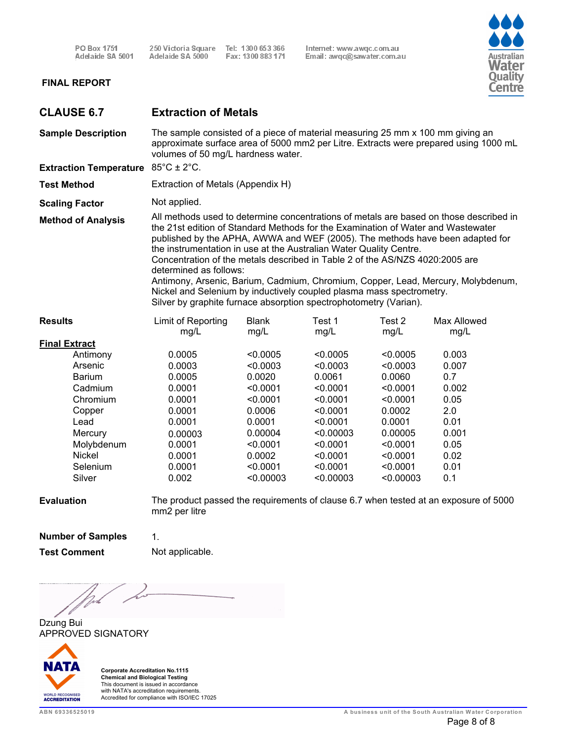PO Box 1751
Adelaide SA 5001

250 Victoria Square
Adelaide SA 5000

Tel: 1300 653 366
Fax: 1300 883 171

Internet: www.awqc.com.au
Email: awqc@sawater.com.au

Australian Water Quality Centre

**FINAL REPORT**

## CLAUSE 6.7 Extraction of Metals

**Sample Description**: The sample consisted of a piece of material measuring 25 mm x 100 mm giving an approximate surface area of 5000 mm2 per Litre. Extracts were prepared using 1000 mL volumes of 50 mg/L hardness water.

**Extraction Temperature**: 85°C ± 2°C.

**Test Method**: Extraction of Metals (Appendix H)

**Scaling Factor**: Not applied.

**Method of Analysis**: All methods used to determine concentrations of metals are based on those described in the 21st edition of Standard Methods for the Examination of Water and Wastewater published by the APHA, AWWA and WEF (2005). The methods have been adapted for the instrumentation in use at the Australian Water Quality Centre.
Concentration of the metals described in Table 2 of the AS/NZS 4020:2005 are determined as follows:
Antimony, Arsenic, Barium, Cadmium, Chromium, Copper, Lead, Mercury, Molybdenum, Nickel and Selenium by inductively coupled plasma mass spectrometry.
Silver by graphite furnace absorption spectrophotometry (Varian).

**Results**

| | Limit of Reporting mg/L | Blank mg/L | Test 1 mg/L | Test 2 mg/L | Max Allowed mg/L |
|---|---|---|---|---|---|
| **Final Extract** | | | | | |
| Antimony | 0.0005 | <0.0005 | <0.0005 | <0.0005 | 0.003 |
| Arsenic | 0.0003 | <0.0003 | <0.0003 | <0.0003 | 0.007 |
| Barium | 0.0005 | 0.0020 | 0.0061 | 0.0060 | 0.7 |
| Cadmium | 0.0001 | <0.0001 | <0.0001 | <0.0001 | 0.002 |
| Chromium | 0.0001 | <0.0001 | <0.0001 | <0.0001 | 0.05 |
| Copper | 0.0001 | 0.0006 | <0.0001 | 0.0002 | 2.0 |
| Lead | 0.0001 | 0.0001 | <0.0001 | 0.0001 | 0.01 |
| Mercury | 0.00003 | 0.00004 | <0.00003 | 0.00005 | 0.001 |
| Molybdenum | 0.0001 | <0.0001 | <0.0001 | <0.0001 | 0.05 |
| Nickel | 0.0001 | 0.0002 | <0.0001 | <0.0001 | 0.02 |
| Selenium | 0.0001 | <0.0001 | <0.0001 | <0.0001 | 0.01 |
| Silver | 0.002 | <0.00003 | <0.00003 | <0.00003 | 0.1 |

**Evaluation**: The product passed the requirements of clause 6.7 when tested at an exposure of 5000 mm2 per litre

**Number of Samples**: 1.

**Test Comment**: Not applicable.

Dzung Bui
APPROVED SIGNATORY

NATA
WORLD RECOGNISED ACCREDITATION

**Corporate Accreditation No.1115**
**Chemical and Biological Testing**
This document is issued in accordance with NATA's accreditation requirements.
Accredited for compliance with ISO/IEC 17025

ABN 69336525019

A business unit of the South Australian Water Corporation